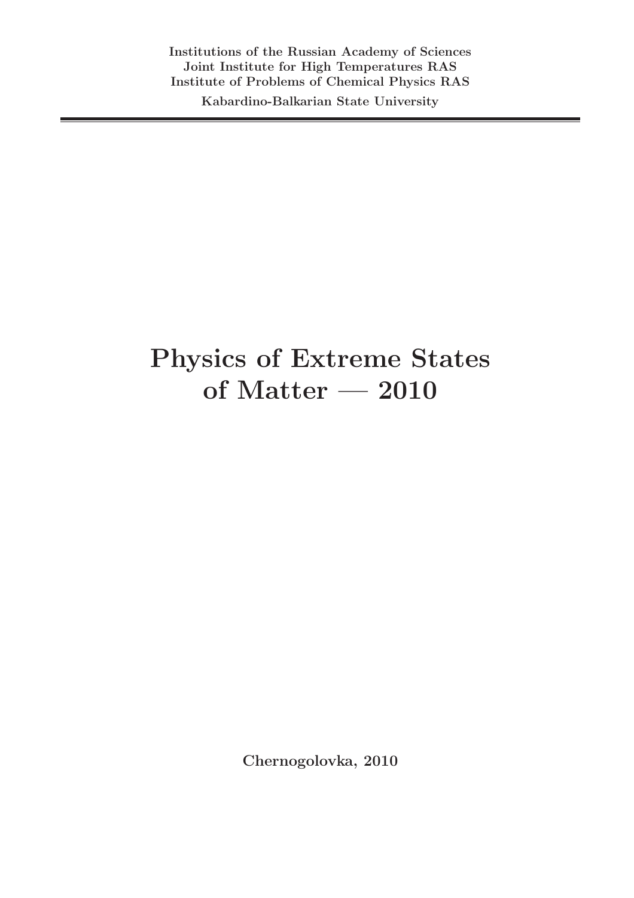**Institutions of the Russian Academy of Sciences**
**Joint Institute for High Temperatures RAS**
**Institute of Problems of Chemical Physics RAS**

**Kabardino-Balkarian State University**

---

# Physics of Extreme States of Matter — 2010

**Chernogolovka, 2010**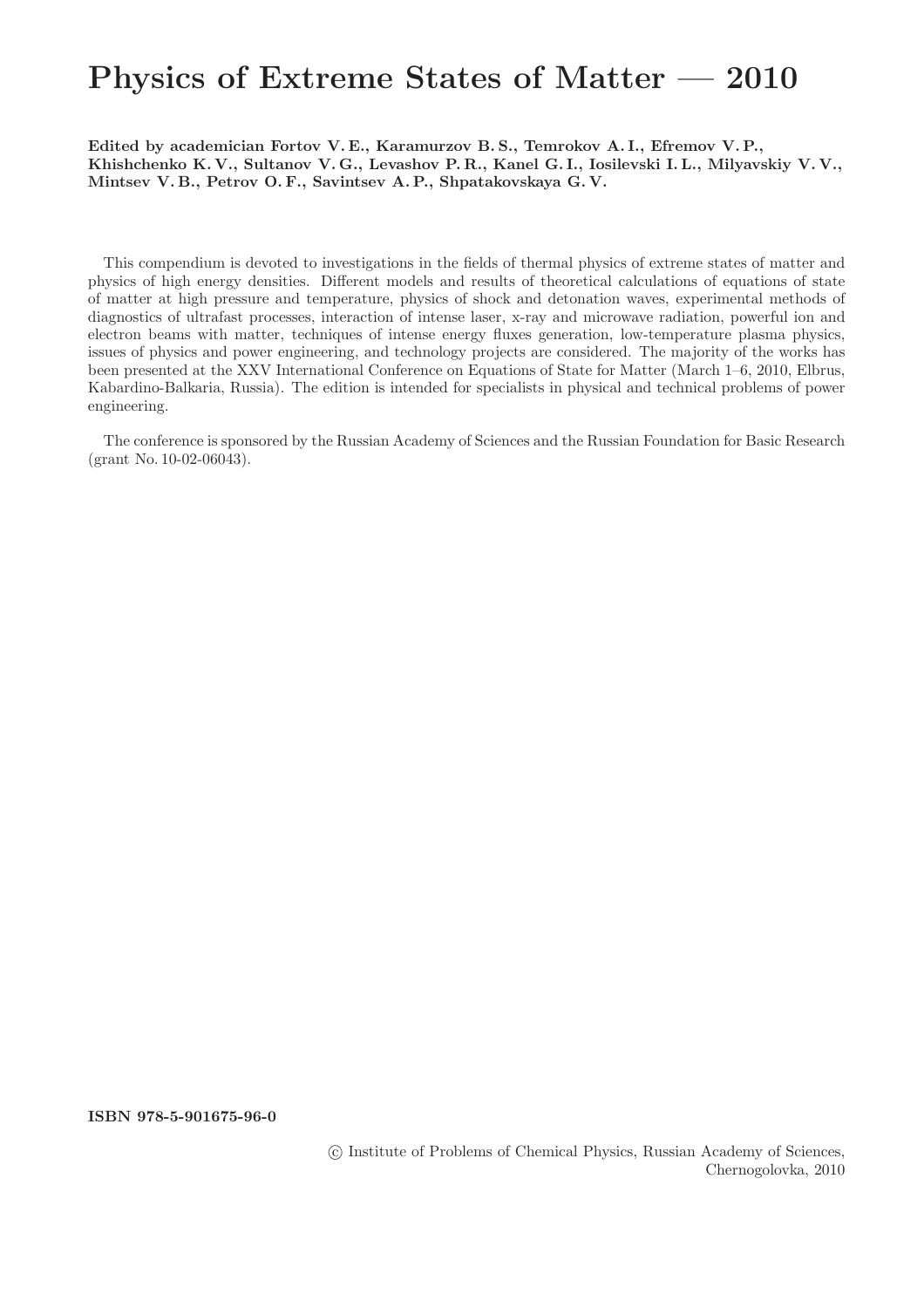# Physics of Extreme States of Matter — 2010

**Edited by academician Fortov V. E., Karamurzov B. S., Temrokov A. I., Efremov V. P., Khishchenko K. V., Sultanov V. G., Levashov P. R., Kanel G. I., Iosilevski I. L., Milyavskiy V. V., Mintsev V. B., Petrov O. F., Savintsev A. P., Shpatakovskaya G. V.**

This compendium is devoted to investigations in the fields of thermal physics of extreme states of matter and physics of high energy densities. Different models and results of theoretical calculations of equations of state of matter at high pressure and temperature, physics of shock and detonation waves, experimental methods of diagnostics of ultrafast processes, interaction of intense laser, x-ray and microwave radiation, powerful ion and electron beams with matter, techniques of intense energy fluxes generation, low-temperature plasma physics, issues of physics and power engineering, and technology projects are considered. The majority of the works has been presented at the XXV International Conference on Equations of State for Matter (March 1–6, 2010, Elbrus, Kabardino-Balkaria, Russia). The edition is intended for specialists in physical and technical problems of power engineering.

The conference is sponsored by the Russian Academy of Sciences and the Russian Foundation for Basic Research (grant No. 10-02-06043).

**ISBN 978-5-901675-96-0**

© Institute of Problems of Chemical Physics, Russian Academy of Sciences, Chernogolovka, 2010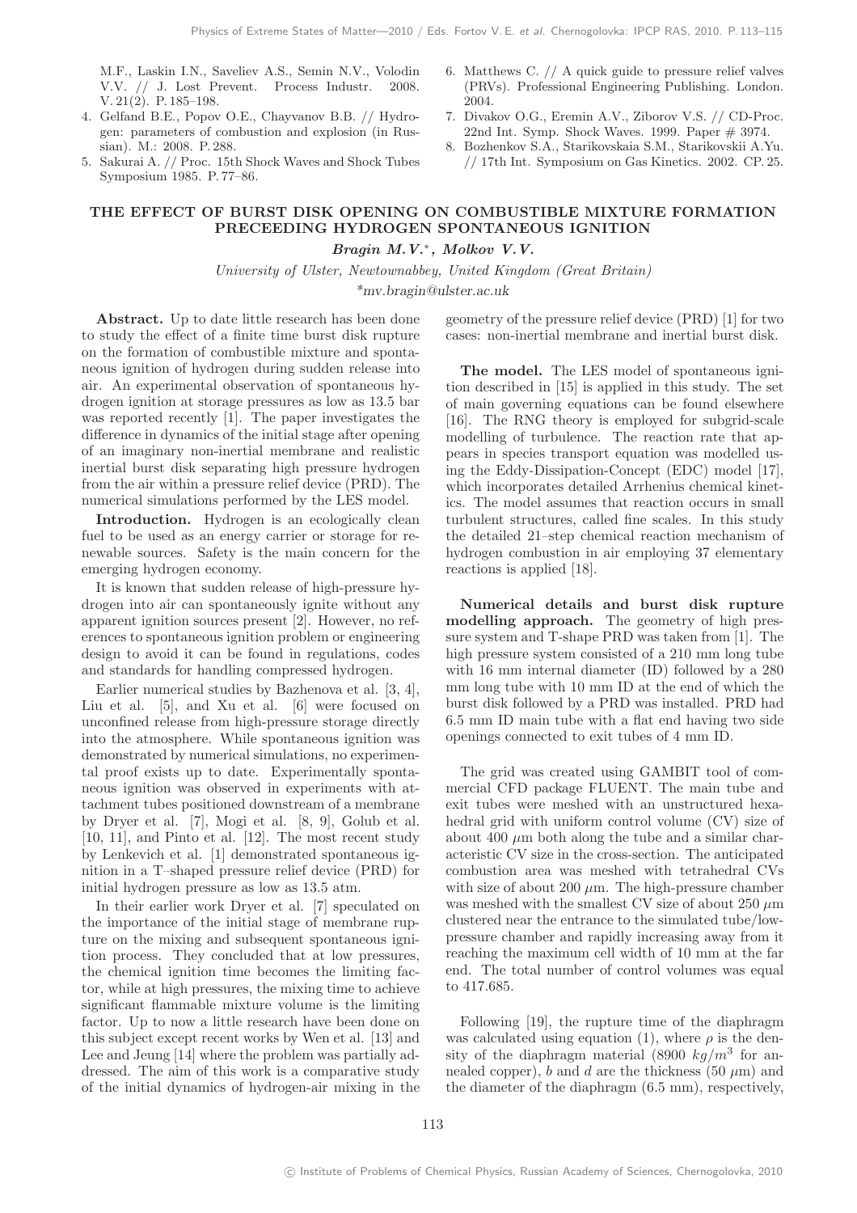M.F., Laskin I.N., Saveliev A.S., Semin N.V., Volodin V.V. // J. Lost Prevent. Process Industr. 2008. V. 21(2). P. 185–198.

4. Gelfand B.E., Popov O.E., Chayvanov B.B. // Hydrogen: parameters of combustion and explosion (in Russian). M.: 2008. P. 288.
5. Sakurai A. // Proc. 15th Shock Waves and Shock Tubes Symposium 1985. P. 77–86.
6. Matthews C. // A quick guide to pressure relief valves (PRVs). Professional Engineering Publishing. London. 2004.
7. Divakov O.G., Eremin A.V., Ziborov V.S. // CD-Proc. 22nd Int. Symp. Shock Waves. 1999. Paper # 3974.
8. Bozhenkov S.A., Starikovskaia S.M., Starikovskii A.Yu. // 17th Int. Symposium on Gas Kinetics. 2002. CP. 25.

## THE EFFECT OF BURST DISK OPENING ON COMBUSTIBLE MIXTURE FORMATION PRECEEDING HYDROGEN SPONTANEOUS IGNITION

***Bragin M.V.*\*, *Molkov V.V.***

*University of Ulster, Newtownabbey, United Kingdom (Great Britain)*

*\*mv.bragin@ulster.ac.uk*

**Abstract.** Up to date little research has been done to study the effect of a finite time burst disk rupture on the formation of combustible mixture and spontaneous ignition of hydrogen during sudden release into air. An experimental observation of spontaneous hydrogen ignition at storage pressures as low as 13.5 bar was reported recently [1]. The paper investigates the difference in dynamics of the initial stage after opening of an imaginary non-inertial membrane and realistic inertial burst disk separating high pressure hydrogen from the air within a pressure relief device (PRD). The numerical simulations performed by the LES model.

**Introduction.** Hydrogen is an ecologically clean fuel to be used as an energy carrier or storage for renewable sources. Safety is the main concern for the emerging hydrogen economy.

It is known that sudden release of high-pressure hydrogen into air can spontaneously ignite without any apparent ignition sources present [2]. However, no references to spontaneous ignition problem or engineering design to avoid it can be found in regulations, codes and standards for handling compressed hydrogen.

Earlier numerical studies by Bazhenova et al. [3, 4], Liu et al. [5], and Xu et al. [6] were focused on unconfined release from high-pressure storage directly into the atmosphere. While spontaneous ignition was demonstrated by numerical simulations, no experimental proof exists up to date. Experimentally spontaneous ignition was observed in experiments with attachment tubes positioned downstream of a membrane by Dryer et al. [7], Mogi et al. [8, 9], Golub et al. [10, 11], and Pinto et al. [12]. The most recent study by Lenkevich et al. [1] demonstrated spontaneous ignition in a T–shaped pressure relief device (PRD) for initial hydrogen pressure as low as 13.5 atm.

In their earlier work Dryer et al. [7] speculated on the importance of the initial stage of membrane rupture on the mixing and subsequent spontaneous ignition process. They concluded that at low pressures, the chemical ignition time becomes the limiting factor, while at high pressures, the mixing time to achieve significant flammable mixture volume is the limiting factor. Up to now a little research have been done on this subject except recent works by Wen et al. [13] and Lee and Jeung [14] where the problem was partially addressed. The aim of this work is a comparative study of the initial dynamics of hydrogen-air mixing in the geometry of the pressure relief device (PRD) [1] for two cases: non-inertial membrane and inertial burst disk.

**The model.** The LES model of spontaneous ignition described in [15] is applied in this study. The set of main governing equations can be found elsewhere [16]. The RNG theory is employed for subgrid-scale modelling of turbulence. The reaction rate that appears in species transport equation was modelled using the Eddy-Dissipation-Concept (EDC) model [17], which incorporates detailed Arrhenius chemical kinetics. The model assumes that reaction occurs in small turbulent structures, called fine scales. In this study the detailed 21–step chemical reaction mechanism of hydrogen combustion in air employing 37 elementary reactions is applied [18].

**Numerical details and burst disk rupture modelling approach.** The geometry of high pressure system and T-shape PRD was taken from [1]. The high pressure system consisted of a 210 mm long tube with 16 mm internal diameter (ID) followed by a 280 mm long tube with 10 mm ID at the end of which the burst disk followed by a PRD was installed. PRD had 6.5 mm ID main tube with a flat end having two side openings connected to exit tubes of 4 mm ID.

The grid was created using GAMBIT tool of commercial CFD package FLUENT. The main tube and exit tubes were meshed with an unstructured hexahedral grid with uniform control volume (CV) size of about 400 $\mu$m both along the tube and a similar characteristic CV size in the cross-section. The anticipated combustion area was meshed with tetrahedral CVs with size of about 200 $\mu$m. The high-pressure chamber was meshed with the smallest CV size of about 250 $\mu$m clustered near the entrance to the simulated tube/low-pressure chamber and rapidly increasing away from it reaching the maximum cell width of 10 mm at the far end. The total number of control volumes was equal to 417.685.

Following [19], the rupture time of the diaphragm was calculated using equation (1), where $\rho$ is the density of the diaphragm material (8900 $kg/m^3$ for annealed copper), $b$ and $d$ are the thickness (50 $\mu$m) and the diameter of the diaphragm (6.5 mm), respectively,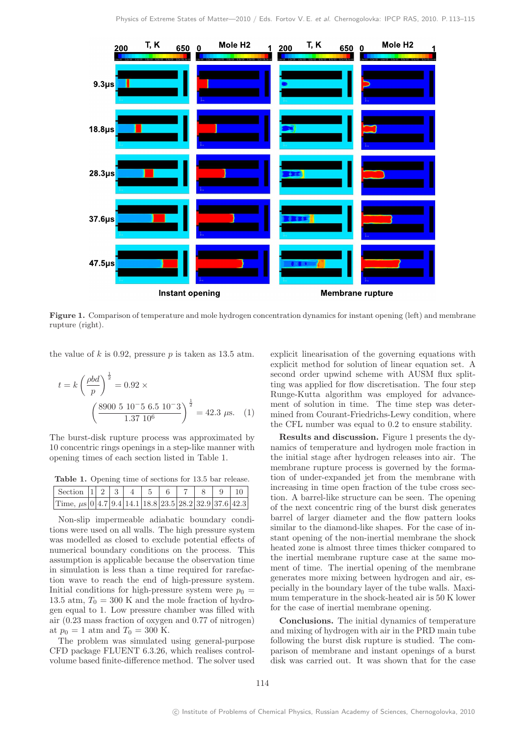Figure 1. Comparison of temperature and mole hydrogen concentration dynamics for instant opening (left) and membrane rupture (right).

the value of $k$ is 0.92, pressure $p$ is taken as 13.5 atm.

$$t = k\left(\frac{\rho b d}{p}\right)^{\frac{1}{2}} = 0.92 \times \left(\frac{8900\ 5\ 10^{-}5\ 6.5\ 10^{-}3}{1.37\ 10^{6}}\right)^{\frac{1}{2}} = 42.3\ \mu\text{s}. \quad (1)$$

The burst-disk rupture process was approximated by 10 concentric rings openings in a step-like manner with opening times of each section listed in Table 1.

**Table 1.** Opening time of sections for 13.5 bar release.

| Section | 1 | 2 | 3 | 4 | 5 | 6 | 7 | 8 | 9 | 10 |
|---|---|---|---|---|---|---|---|---|---|---|
| Time, $\mu$s | 0 | 4.7 | 9.4 | 14.1 | 18.8 | 23.5 | 28.2 | 32.9 | 37.6 | 42.3 |

Non-slip impermeable adiabatic boundary conditions were used on all walls. The high pressure system was modelled as closed to exclude potential effects of numerical boundary conditions on the process. This assumption is applicable because the observation time in simulation is less than a time required for rarefaction wave to reach the end of high-pressure system. Initial conditions for high-pressure system were $p_0 = 13.5$ atm, $T_0 = 300$ K and the mole fraction of hydrogen equal to 1. Low pressure chamber was filled with air (0.23 mass fraction of oxygen and 0.77 of nitrogen) at $p_0 = 1$ atm and $T_0 = 300$ K.

The problem was simulated using general-purpose CFD package FLUENT 6.3.26, which realises control-volume based finite-difference method. The solver used explicit linearisation of the governing equations with explicit method for solution of linear equation set. A second order upwind scheme with AUSM flux splitting was applied for flow discretisation. The four step Runge-Kutta algorithm was employed for advancement of solution in time. The time step was determined from Courant-Friedrichs-Lewy condition, where the CFL number was equal to 0.2 to ensure stability.

**Results and discussion.** Figure 1 presents the dynamics of temperature and hydrogen mole fraction in the initial stage after hydrogen releases into air. The membrane rupture process is governed by the formation of under-expanded jet from the membrane with increasing in time open fraction of the tube cross section. A barrel-like structure can be seen. The opening of the next concentric ring of the burst disk generates barrel of larger diameter and the flow pattern looks similar to the diamond-like shapes. For the case of instant opening of the non-inertial membrane the shock heated zone is almost three times thicker compared to the inertial membrane rupture case at the same moment of time. The inertial opening of the membrane generates more mixing between hydrogen and air, especially in the boundary layer of the tube walls. Maximum temperature in the shock-heated air is 50 K lower for the case of inertial membrane opening.

**Conclusions.** The initial dynamics of temperature and mixing of hydrogen with air in the PRD main tube following the burst disk rupture is studied. The comparison of membrane and instant openings of a burst disk was carried out. It was shown that for the case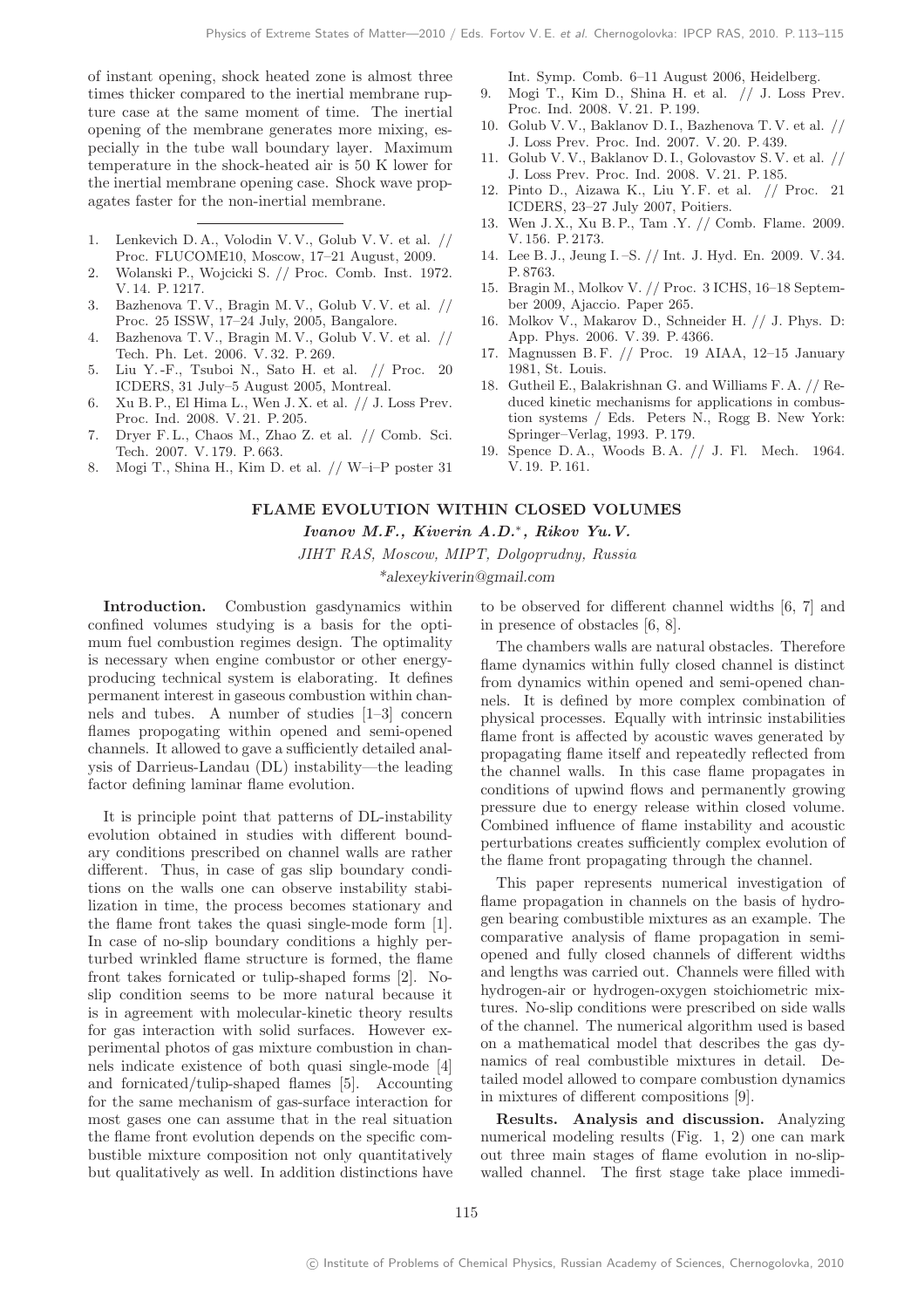of instant opening, shock heated zone is almost three times thicker compared to the inertial membrane rupture case at the same moment of time. The inertial opening of the membrane generates more mixing, especially in the tube wall boundary layer. Maximum temperature in the shock-heated air is 50 K lower for the inertial membrane opening case. Shock wave propagates faster for the non-inertial membrane.

---

1. Lenkevich D. A., Volodin V. V., Golub V. V. et al. // Proc. FLUCOME10, Moscow, 17–21 August, 2009.
2. Wolanski P., Wojcicki S. // Proc. Comb. Inst. 1972. V. 14. P. 1217.
3. Bazhenova T. V., Bragin M. V., Golub V. V. et al. // Proc. 25 ISSW, 17–24 July, 2005, Bangalore.
4. Bazhenova T. V., Bragin M. V., Golub V. V. et al. // Tech. Ph. Let. 2006. V. 32. P. 269.
5. Liu Y.-F., Tsuboi N., Sato H. et al. // Proc. 20 ICDERS, 31 July–5 August 2005, Montreal.
6. Xu B. P., El Hima L., Wen J. X. et al. // J. Loss Prev. Proc. Ind. 2008. V. 21. P. 205.
7. Dryer F. L., Chaos M., Zhao Z. et al. // Comb. Sci. Tech. 2007. V. 179. P. 663.
8. Mogi T., Shina H., Kim D. et al. // W–i–P poster 31 Int. Symp. Comb. 6–11 August 2006, Heidelberg.
9. Mogi T., Kim D., Shina H. et al. // J. Loss Prev. Proc. Ind. 2008. V. 21. P. 199.
10. Golub V. V., Baklanov D. I., Bazhenova T. V. et al. // J. Loss Prev. Proc. Ind. 2007. V. 20. P. 439.
11. Golub V. V., Baklanov D. I., Golovastov S. V. et al. // J. Loss Prev. Proc. Ind. 2008. V. 21. P. 185.
12. Pinto D., Aizawa K., Liu Y. F. et al. // Proc. 21 ICDERS, 23–27 July 2007, Poitiers.
13. Wen J. X., Xu B. P., Tam .Y. // Comb. Flame. 2009. V. 156. P. 2173.
14. Lee B. J., Jeung I.–S. // Int. J. Hyd. En. 2009. V. 34. P. 8763.
15. Bragin M., Molkov V. // Proc. 3 ICHS, 16–18 September 2009, Ajaccio. Paper 265.
16. Molkov V., Makarov D., Schneider H. // J. Phys. D: App. Phys. 2006. V. 39. P. 4366.
17. Magnussen B. F. // Proc. 19 AIAA, 12–15 January 1981, St. Louis.
18. Gutheil E., Balakrishnan G. and Williams F. A. // Reduced kinetic mechanisms for applications in combustion systems / Eds. Peters N., Rogg B. New York: Springer–Verlag, 1993. P. 179.
19. Spence D. A., Woods B. A. // J. Fl. Mech. 1964. V. 19. P. 161.

## FLAME EVOLUTION WITHIN CLOSED VOLUMES

***Ivanov M.F., Kiverin A.D.\*, Rikov Yu.V.***

*JIHT RAS, Moscow, MIPT, Dolgoprudny, Russia*

*\*alexeykiverin@gmail.com*

**Introduction.** Combustion gasdynamics within confined volumes studying is a basis for the optimum fuel combustion regimes design. The optimality is necessary when engine combustor or other energy-producing technical system is elaborating. It defines permanent interest in gaseous combustion within channels and tubes. A number of studies [1–3] concern flames propogating within opened and semi-opened channels. It allowed to gave a sufficiently detailed analysis of Darrieus-Landau (DL) instability—the leading factor defining laminar flame evolution.

It is principle point that patterns of DL-instability evolution obtained in studies with different boundary conditions prescribed on channel walls are rather different. Thus, in case of gas slip boundary conditions on the walls one can observe instability stabilization in time, the process becomes stationary and the flame front takes the quasi single-mode form [1]. In case of no-slip boundary conditions a highly perturbed wrinkled flame structure is formed, the flame front takes fornicated or tulip-shaped forms [2]. No-slip condition seems to be more natural because it is in agreement with molecular-kinetic theory results for gas interaction with solid surfaces. However experimental photos of gas mixture combustion in channels indicate existence of both quasi single-mode [4] and fornicated/tulip-shaped flames [5]. Accounting for the same mechanism of gas-surface interaction for most gases one can assume that in the real situation the flame front evolution depends on the specific combustible mixture composition not only quantitatively but qualitatively as well. In addition distinctions have to be observed for different channel widths [6, 7] and in presence of obstacles [6, 8].

The chambers walls are natural obstacles. Therefore flame dynamics within fully closed channel is distinct from dynamics within opened and semi-opened channels. It is defined by more complex combination of physical processes. Equally with intrinsic instabilities flame front is affected by acoustic waves generated by propagating flame itself and repeatedly reflected from the channel walls. In this case flame propagates in conditions of upwind flows and permanently growing pressure due to energy release within closed volume. Combined influence of flame instability and acoustic perturbations creates sufficiently complex evolution of the flame front propagating through the channel.

This paper represents numerical investigation of flame propagation in channels on the basis of hydrogen bearing combustible mixtures as an example. The comparative analysis of flame propagation in semi-opened and fully closed channels of different widths and lengths was carried out. Channels were filled with hydrogen-air or hydrogen-oxygen stoichiometric mixtures. No-slip conditions were prescribed on side walls of the channel. The numerical algorithm used is based on a mathematical model that describes the gas dynamics of real combustible mixtures in detail. Detailed model allowed to compare combustion dynamics in mixtures of different compositions [9].

**Results. Analysis and discussion.** Analyzing numerical modeling results (Fig. 1, 2) one can mark out three main stages of flame evolution in no-slip-walled channel. The first stage take place immedi-